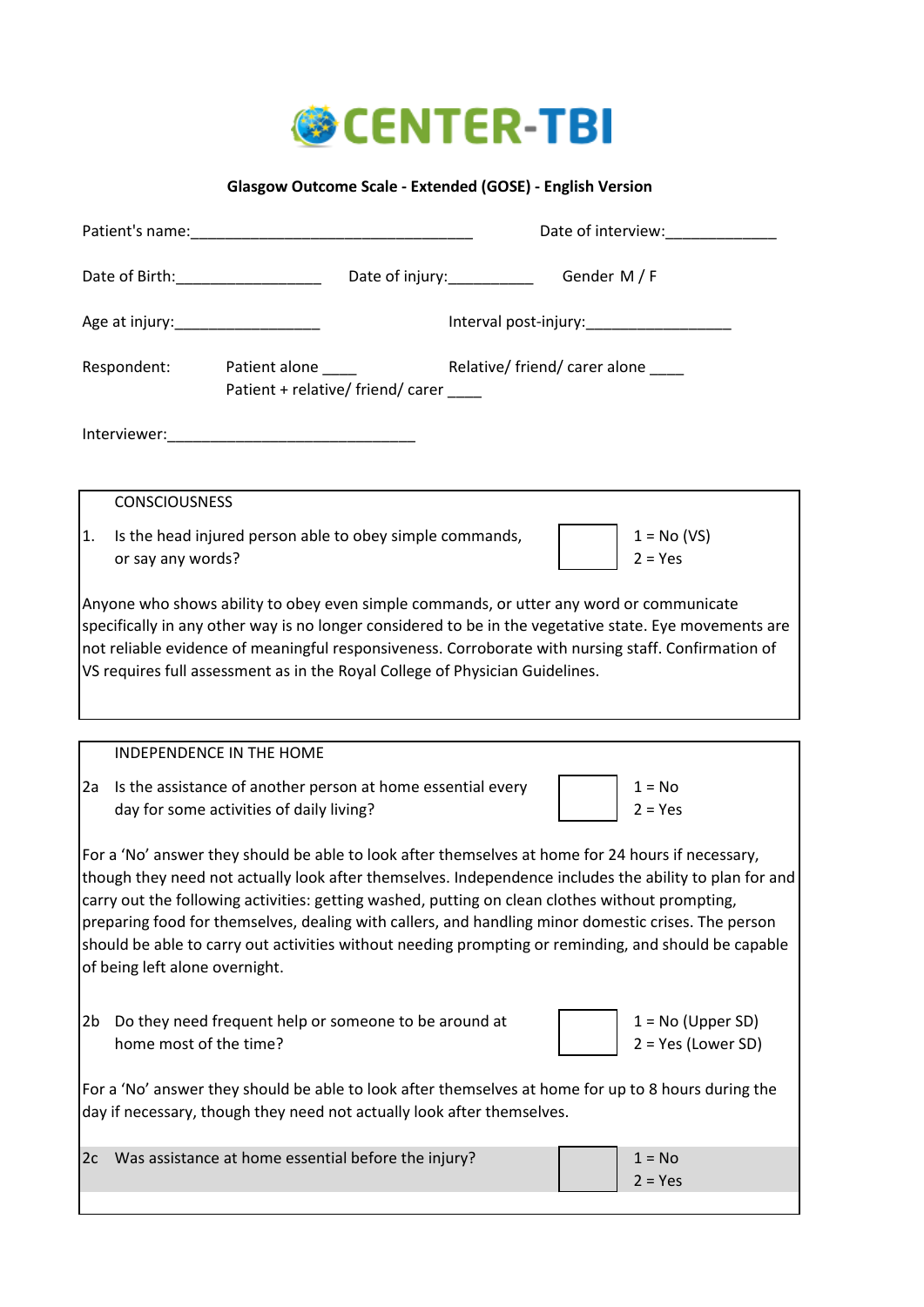# CENTER-TBI

## Glasgow Outcome Scale - Extended (GOSE) - English Version

Patient's name:_________________________________ Date of interview:_____________

Date of Birth:_________________ Date of injury:__________ Gender M / F

Age at injury:_________________ Interval post-injury:_________________

Respondent: Patient alone ____ Relative/ friend/ carer alone ____
Patient + relative/ friend/ carer ____

Interviewer:______________________________

### CONSCIOUSNESS

| | | | |
|---|---|---|---|
| 1. | Is the head injured person able to obey simple commands, or say any words? | ☐ | 1 = No (VS)<br>2 = Yes |

Anyone who shows ability to obey even simple commands, or utter any word or communicate specifically in any other way is no longer considered to be in the vegetative state. Eye movements are not reliable evidence of meaningful responsiveness. Corroborate with nursing staff. Confirmation of VS requires full assessment as in the Royal College of Physician Guidelines.

### INDEPENDENCE IN THE HOME

| | | | |
|---|---|---|---|
| 2a | Is the assistance of another person at home essential every day for some activities of daily living? | ☐ | 1 = No<br>2 = Yes |

For a 'No' answer they should be able to look after themselves at home for 24 hours if necessary, though they need not actually look after themselves. Independence includes the ability to plan for and carry out the following activities: getting washed, putting on clean clothes without prompting, preparing food for themselves, dealing with callers, and handling minor domestic crises. The person should be able to carry out activities without needing prompting or reminding, and should be capable of being left alone overnight.

| | | | |
|---|---|---|---|
| 2b | Do they need frequent help or someone to be around at home most of the time? | ☐ | 1 = No (Upper SD)<br>2 = Yes (Lower SD) |

For a 'No' answer they should be able to look after themselves at home for up to 8 hours during the day if necessary, though they need not actually look after themselves.

| | | | |
|---|---|---|---|
| 2c | Was assistance at home essential before the injury? | ☐ | 1 = No<br>2 = Yes |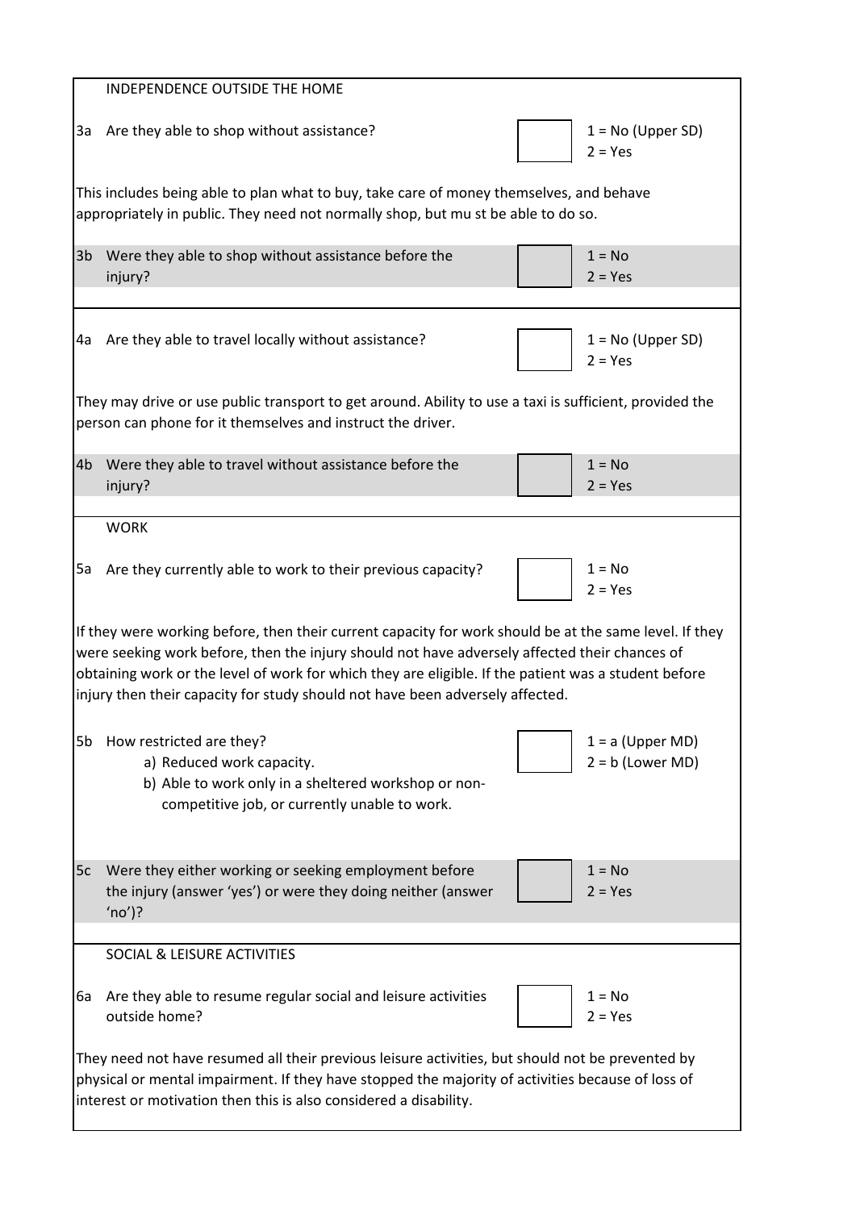## INDEPENDENCE OUTSIDE THE HOME

**3a** Are they able to shop without assistance?

1 = No (Upper SD)
2 = Yes

This includes being able to plan what to buy, take care of money themselves, and behave appropriately in public. They need not normally shop, but mu st be able to do so.

**3b** Were they able to shop without assistance before the injury?

1 = No
2 = Yes

**4a** Are they able to travel locally without assistance?

1 = No (Upper SD)
2 = Yes

They may drive or use public transport to get around. Ability to use a taxi is sufficient, provided the person can phone for it themselves and instruct the driver.

**4b** Were they able to travel without assistance before the injury?

1 = No
2 = Yes

## WORK

**5a** Are they currently able to work to their previous capacity?

1 = No
2 = Yes

If they were working before, then their current capacity for work should be at the same level. If they were seeking work before, then the injury should not have adversely affected their chances of obtaining work or the level of work for which they are eligible. If the patient was a student before injury then their capacity for study should not have been adversely affected.

**5b** How restricted are they?

a) Reduced work capacity.
b) Able to work only in a sheltered workshop or non-competitive job, or currently unable to work.

1 = a (Upper MD)
2 = b (Lower MD)

**5c** Were they either working or seeking employment before the injury (answer 'yes') or were they doing neither (answer 'no')?

1 = No
2 = Yes

## SOCIAL & LEISURE ACTIVITIES

**6a** Are they able to resume regular social and leisure activities outside home?

1 = No
2 = Yes

They need not have resumed all their previous leisure activities, but should not be prevented by physical or mental impairment. If they have stopped the majority of activities because of loss of interest or motivation then this is also considered a disability.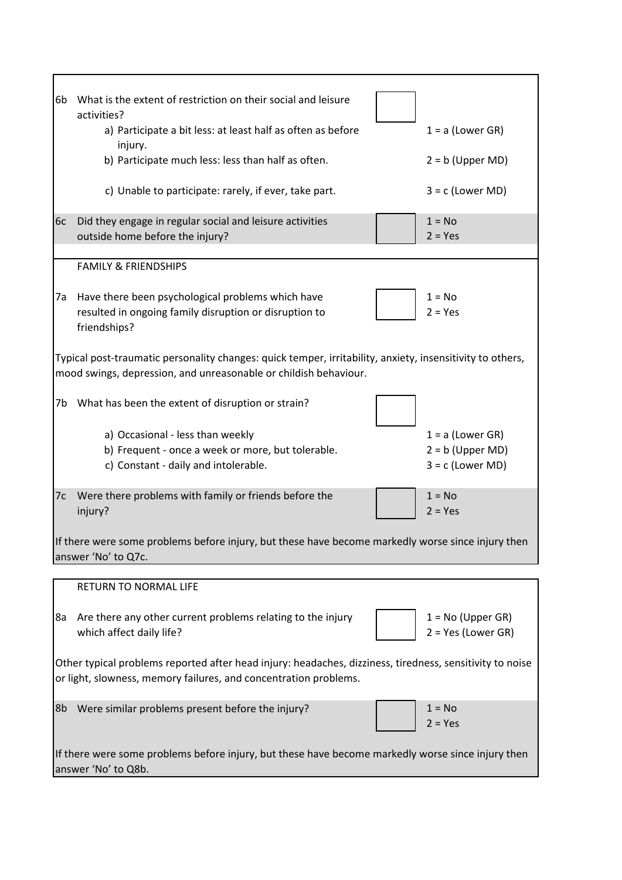**6b** What is the extent of restriction on their social and leisure activities? ☐

- a) Participate a bit less: at least half as often as before injury. — 1 = a (Lower GR)
- b) Participate much less: less than half as often. — 2 = b (Upper MD)
- c) Unable to participate: rarely, if ever, take part. — 3 = c (Lower MD)

**6c** Did they engage in regular social and leisure activities outside home before the injury? ☐ 1 = No / 2 = Yes

## FAMILY & FRIENDSHIPS

**7a** Have there been psychological problems which have resulted in ongoing family disruption or disruption to friendships? ☐ 1 = No / 2 = Yes

Typical post-traumatic personality changes: quick temper, irritability, anxiety, insensitivity to others, mood swings, depression, and unreasonable or childish behaviour.

**7b** What has been the extent of disruption or strain? ☐

- a) Occasional - less than weekly — 1 = a (Lower GR)
- b) Frequent - once a week or more, but tolerable. — 2 = b (Upper MD)
- c) Constant - daily and intolerable. — 3 = c (Lower MD)

**7c** Were there problems with family or friends before the injury? ☐ 1 = No / 2 = Yes

If there were some problems before injury, but these have become markedly worse since injury then answer 'No' to Q7c.

## RETURN TO NORMAL LIFE

**8a** Are there any other current problems relating to the injury which affect daily life? ☐ 1 = No (Upper GR) / 2 = Yes (Lower GR)

Other typical problems reported after head injury: headaches, dizziness, tiredness, sensitivity to noise or light, slowness, memory failures, and concentration problems.

**8b** Were similar problems present before the injury? ☐ 1 = No / 2 = Yes

If there were some problems before injury, but these have become markedly worse since injury then answer 'No' to Q8b.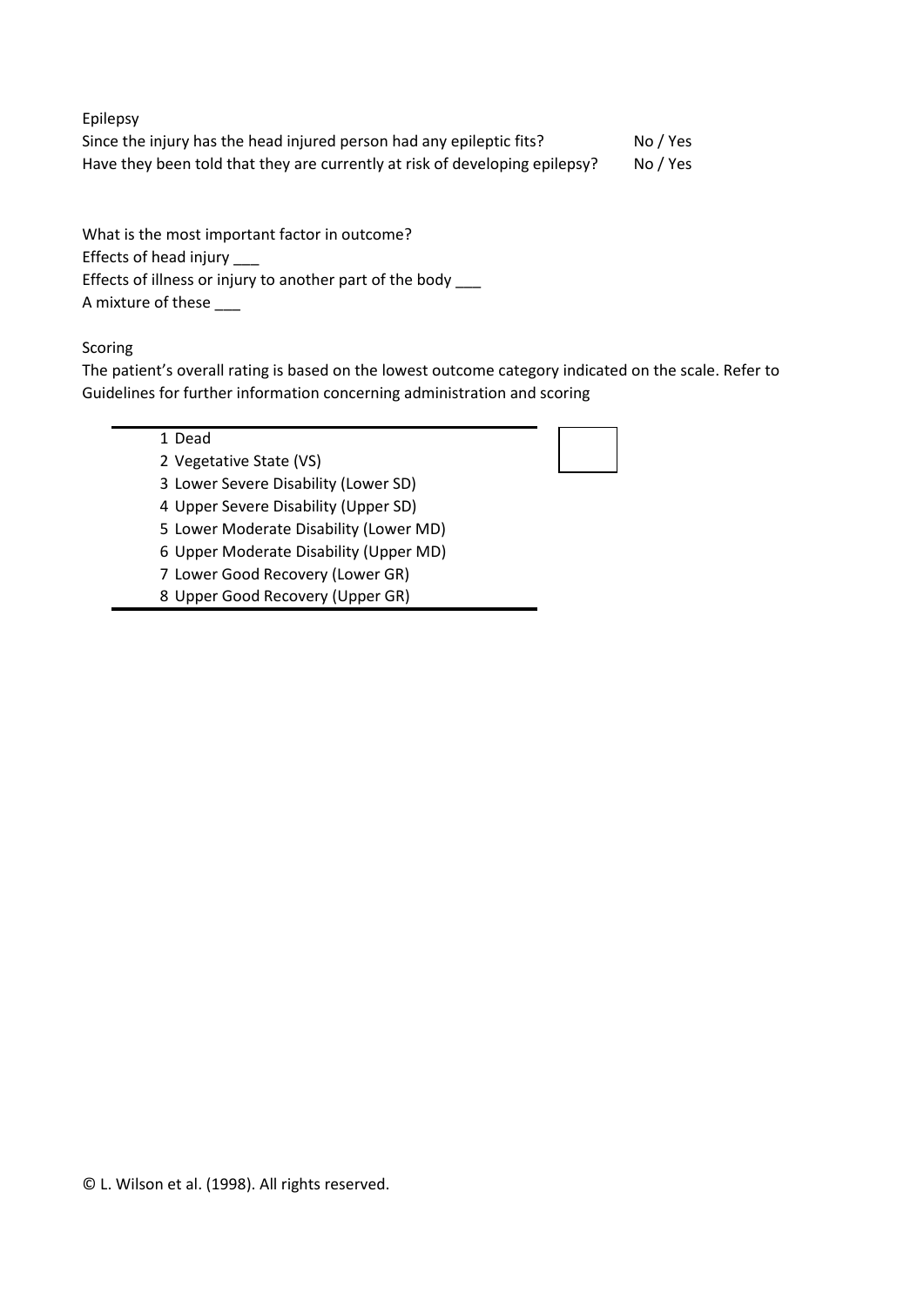Epilepsy

Since the injury has the head injured person had any epileptic fits? No / Yes

Have they been told that they are currently at risk of developing epilepsy? No / Yes

What is the most important factor in outcome?

Effects of head injury ___

Effects of illness or injury to another part of the body ___

A mixture of these ___

Scoring

The patient's overall rating is based on the lowest outcome category indicated on the scale. Refer to Guidelines for further information concerning administration and scoring

| | |
|---|---|
| 1 | Dead |
| 2 | Vegetative State (VS) |
| 3 | Lower Severe Disability (Lower SD) |
| 4 | Upper Severe Disability (Upper SD) |
| 5 | Lower Moderate Disability (Lower MD) |
| 6 | Upper Moderate Disability (Upper MD) |
| 7 | Lower Good Recovery (Lower GR) |
| 8 | Upper Good Recovery (Upper GR) |

© L. Wilson et al. (1998). All rights reserved.